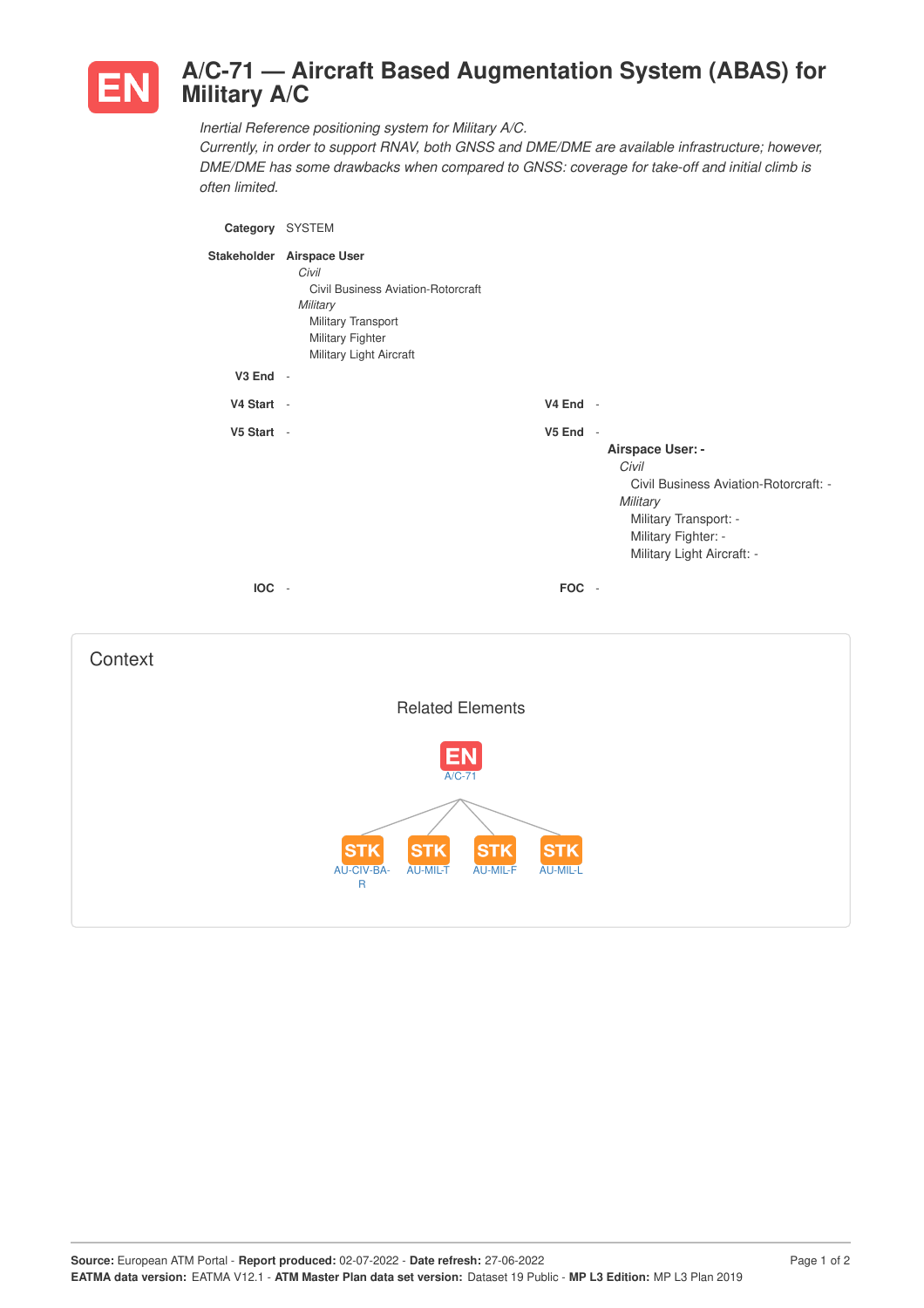# EN A/C-71 — Aircraft Based Augmentation System (ABAS) for Military A/C

*Inertial Reference positioning system for Military A/C.*
*Currently, in order to support RNAV, both GNSS and DME/DME are available infrastructure; however, DME/DME has some drawbacks when compared to GNSS: coverage for take-off and initial climb is often limited.*

**Category** SYSTEM

**Stakeholder** **Airspace User**
- *Civil*
  - Civil Business Aviation-Rotorcraft
- *Military*
  - Military Transport
  - Military Fighter
  - Military Light Aircraft

**V3 End** -

**V4 Start** -

**V4 End** -

**V5 Start** -

**V5 End** -

**Airspace User: -**
- *Civil*
  - Civil Business Aviation-Rotorcraft: -
- *Military*
  - Military Transport: -
  - Military Fighter: -
  - Military Light Aircraft: -

**IOC** -

**FOC** -

## Context

### Related Elements

EN A/C-71

- STK AU-CIV-BA-R
- STK AU-MIL-T
- STK AU-MIL-F
- STK AU-MIL-L

**Source:** European ATM Portal - **Report produced:** 02-07-2022 - **Date refresh:** 27-06-2022
**EATMA data version:** EATMA V12.1 - **ATM Master Plan data set version:** Dataset 19 Public - **MP L3 Edition:** MP L3 Plan 2019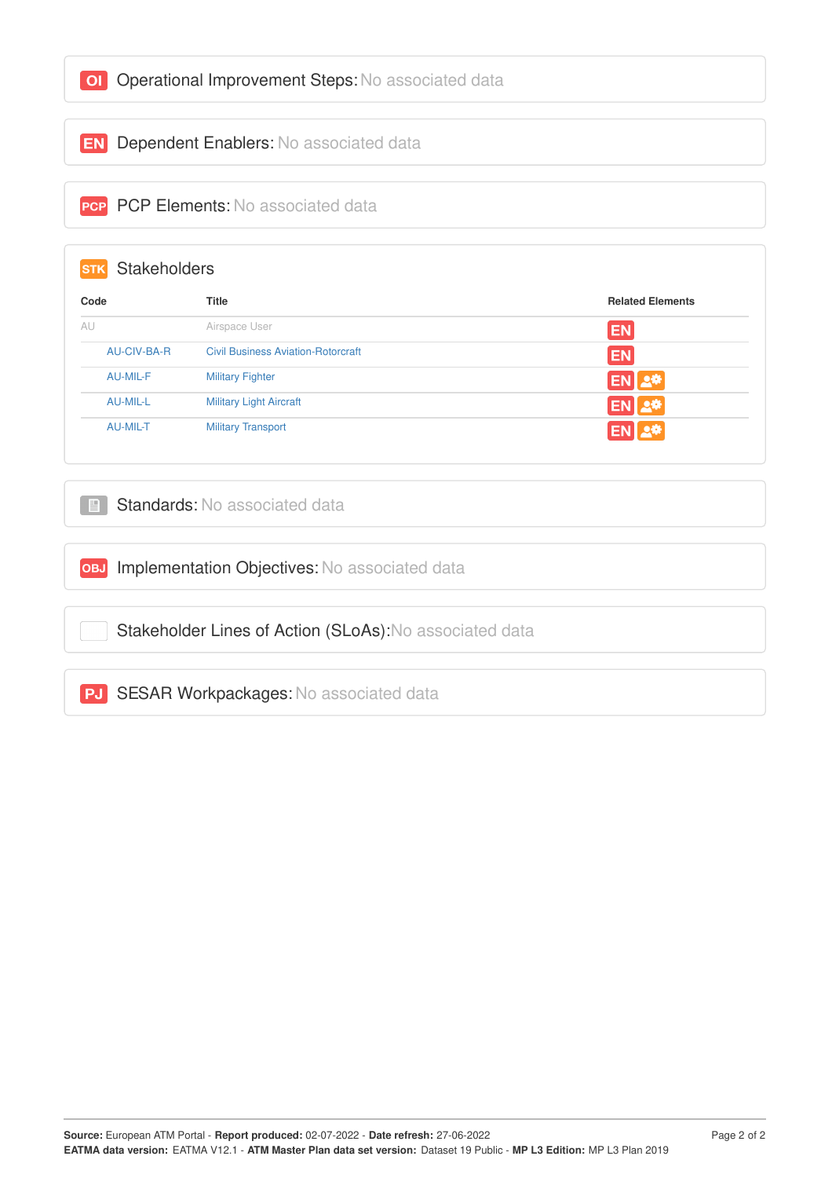## OI Operational Improvement Steps: No associated data

## EN Dependent Enablers: No associated data

## PCP PCP Elements: No associated data

## STK Stakeholders

| Code | Title | Related Elements |
|---|---|---|
| AU | Airspace User | EN |
| AU-CIV-BA-R | Civil Business Aviation-Rotorcraft | EN |
| AU-MIL-F | Military Fighter | EN |
| AU-MIL-L | Military Light Aircraft | EN |
| AU-MIL-T | Military Transport | EN |

## Standards: No associated data

## OBJ Implementation Objectives: No associated data

## Stakeholder Lines of Action (SLoAs): No associated data

## PJ SESAR Workpackages: No associated data

**Source:** European ATM Portal - **Report produced:** 02-07-2022 - **Date refresh:** 27-06-2022
**EATMA data version:** EATMA V12.1 - **ATM Master Plan data set version:** Dataset 19 Public - **MP L3 Edition:** MP L3 Plan 2019